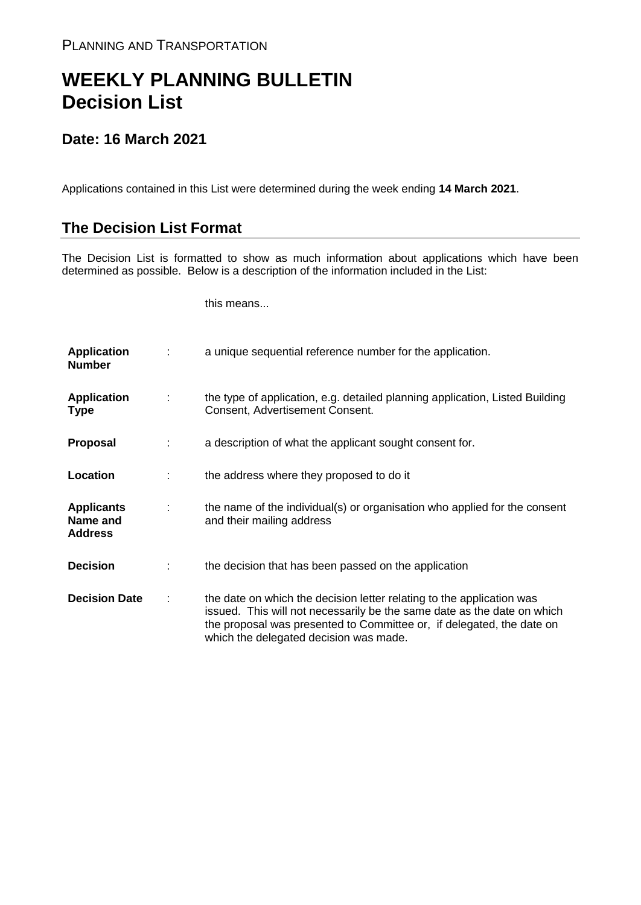PLANNING AND TRANSPORTATION

# WEEKLY PLANNING BULLETIN
# Decision List

## Date: 16 March 2021

Applications contained in this List were determined during the week ending **14 March 2021**.

## The Decision List Format

The Decision List is formatted to show as much information about applications which have been determined as possible. Below is a description of the information included in the List:

| | | this means... |
|---|---|---|
| **Application Number** | : | a unique sequential reference number for the application. |
| **Application Type** | : | the type of application, e.g. detailed planning application, Listed Building Consent, Advertisement Consent. |
| **Proposal** | : | a description of what the applicant sought consent for. |
| **Location** | : | the address where they proposed to do it |
| **Applicants Name and Address** | : | the name of the individual(s) or organisation who applied for the consent and their mailing address |
| **Decision** | : | the decision that has been passed on the application |
| **Decision Date** | : | the date on which the decision letter relating to the application was issued. This will not necessarily be the same date as the date on which the proposal was presented to Committee or, if delegated, the date on which the delegated decision was made. |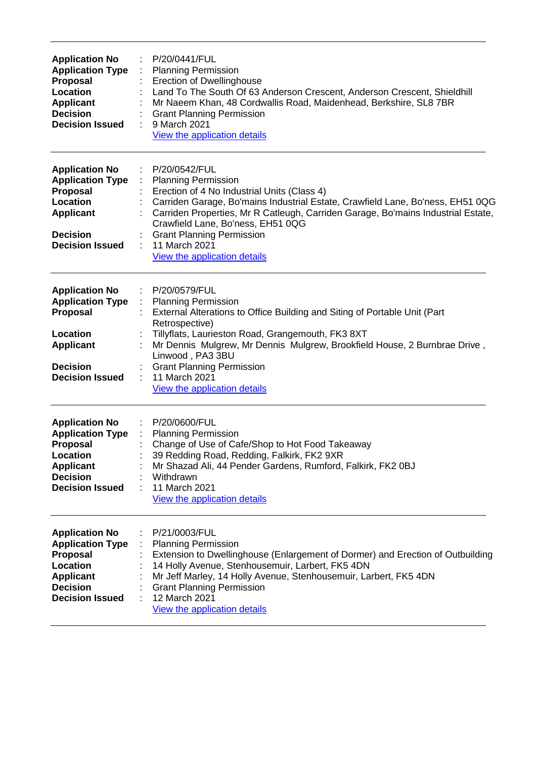---

**Application No** : P/20/0441/FUL
**Application Type** : Planning Permission
**Proposal** : Erection of Dwellinghouse
**Location** : Land To The South Of 63 Anderson Crescent, Anderson Crescent, Shieldhill
**Applicant** : Mr Naeem Khan, 48 Cordwallis Road, Maidenhead, Berkshire, SL8 7BR
**Decision** : Grant Planning Permission
**Decision Issued** : 9 March 2021
View the application details

---

**Application No** : P/20/0542/FUL
**Application Type** : Planning Permission
**Proposal** : Erection of 4 No Industrial Units (Class 4)
**Location** : Carriden Garage, Bo'mains Industrial Estate, Crawfield Lane, Bo'ness, EH51 0QG
**Applicant** : Carriden Properties, Mr R Catleugh, Carriden Garage, Bo'mains Industrial Estate, Crawfield Lane, Bo'ness, EH51 0QG
**Decision** : Grant Planning Permission
**Decision Issued** : 11 March 2021
View the application details

---

**Application No** : P/20/0579/FUL
**Application Type** : Planning Permission
**Proposal** : External Alterations to Office Building and Siting of Portable Unit (Part Retrospective)
**Location** : Tillyflats, Laurieston Road, Grangemouth, FK3 8XT
**Applicant** : Mr Dennis Mulgrew, Mr Dennis Mulgrew, Brookfield House, 2 Burnbrae Drive , Linwood , PA3 3BU
**Decision** : Grant Planning Permission
**Decision Issued** : 11 March 2021
View the application details

---

**Application No** : P/20/0600/FUL
**Application Type** : Planning Permission
**Proposal** : Change of Use of Cafe/Shop to Hot Food Takeaway
**Location** : 39 Redding Road, Redding, Falkirk, FK2 9XR
**Applicant** : Mr Shazad Ali, 44 Pender Gardens, Rumford, Falkirk, FK2 0BJ
**Decision** : Withdrawn
**Decision Issued** : 11 March 2021
View the application details

---

**Application No** : P/21/0003/FUL
**Application Type** : Planning Permission
**Proposal** : Extension to Dwellinghouse (Enlargement of Dormer) and Erection of Outbuilding
**Location** : 14 Holly Avenue, Stenhousemuir, Larbert, FK5 4DN
**Applicant** : Mr Jeff Marley, 14 Holly Avenue, Stenhousemuir, Larbert, FK5 4DN
**Decision** : Grant Planning Permission
**Decision Issued** : 12 March 2021
View the application details

---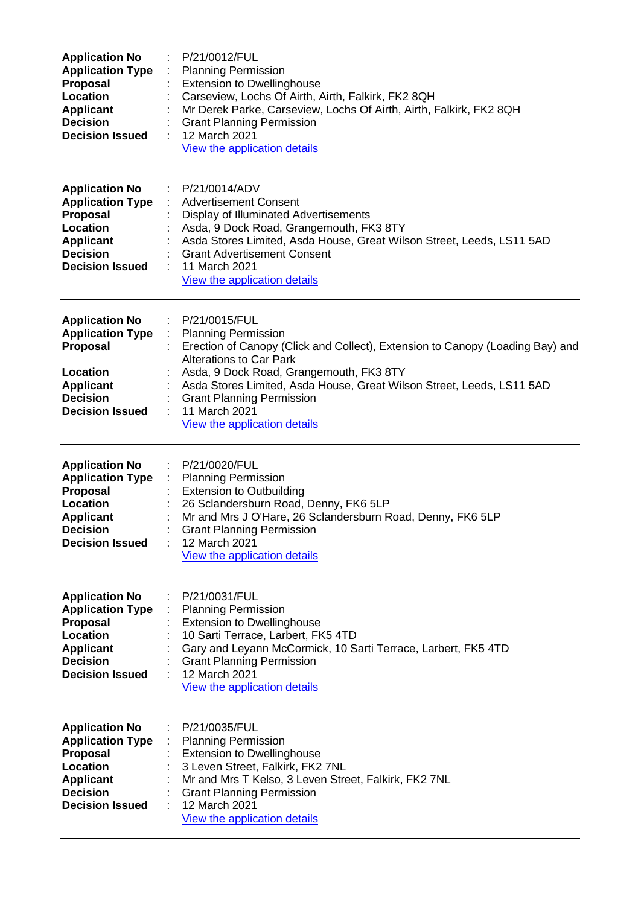---

**Application No** : P/21/0012/FUL
**Application Type** : Planning Permission
**Proposal** : Extension to Dwellinghouse
**Location** : Carseview, Lochs Of Airth, Airth, Falkirk, FK2 8QH
**Applicant** : Mr Derek Parke, Carseview, Lochs Of Airth, Airth, Falkirk, FK2 8QH
**Decision** : Grant Planning Permission
**Decision Issued** : 12 March 2021
View the application details

---

**Application No** : P/21/0014/ADV
**Application Type** : Advertisement Consent
**Proposal** : Display of Illuminated Advertisements
**Location** : Asda, 9 Dock Road, Grangemouth, FK3 8TY
**Applicant** : Asda Stores Limited, Asda House, Great Wilson Street, Leeds, LS11 5AD
**Decision** : Grant Advertisement Consent
**Decision Issued** : 11 March 2021
View the application details

---

**Application No** : P/21/0015/FUL
**Application Type** : Planning Permission
**Proposal** : Erection of Canopy (Click and Collect), Extension to Canopy (Loading Bay) and Alterations to Car Park
**Location** : Asda, 9 Dock Road, Grangemouth, FK3 8TY
**Applicant** : Asda Stores Limited, Asda House, Great Wilson Street, Leeds, LS11 5AD
**Decision** : Grant Planning Permission
**Decision Issued** : 11 March 2021
View the application details

---

**Application No** : P/21/0020/FUL
**Application Type** : Planning Permission
**Proposal** : Extension to Outbuilding
**Location** : 26 Sclandersburn Road, Denny, FK6 5LP
**Applicant** : Mr and Mrs J O'Hare, 26 Sclandersburn Road, Denny, FK6 5LP
**Decision** : Grant Planning Permission
**Decision Issued** : 12 March 2021
View the application details

---

**Application No** : P/21/0031/FUL
**Application Type** : Planning Permission
**Proposal** : Extension to Dwellinghouse
**Location** : 10 Sarti Terrace, Larbert, FK5 4TD
**Applicant** : Gary and Leyann McCormick, 10 Sarti Terrace, Larbert, FK5 4TD
**Decision** : Grant Planning Permission
**Decision Issued** : 12 March 2021
View the application details

---

**Application No** : P/21/0035/FUL
**Application Type** : Planning Permission
**Proposal** : Extension to Dwellinghouse
**Location** : 3 Leven Street, Falkirk, FK2 7NL
**Applicant** : Mr and Mrs T Kelso, 3 Leven Street, Falkirk, FK2 7NL
**Decision** : Grant Planning Permission
**Decision Issued** : 12 March 2021
View the application details

---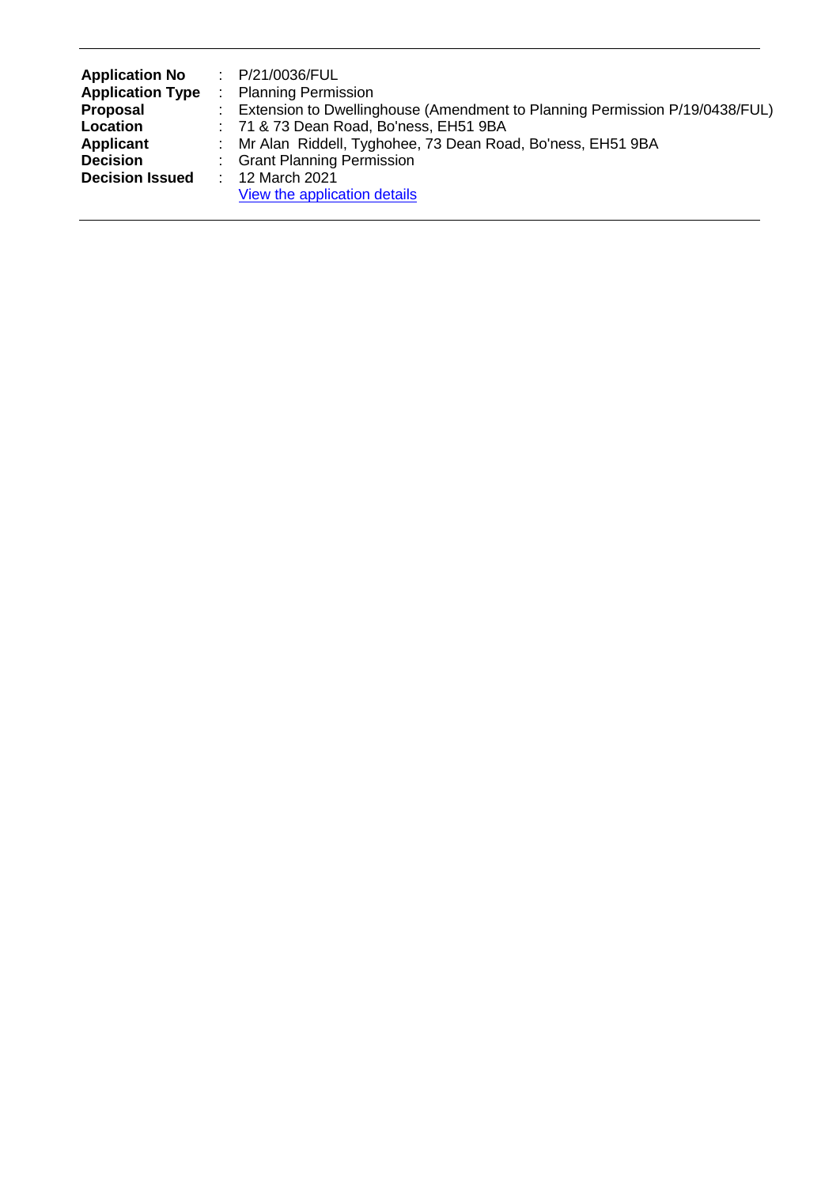| | | |
|---|---|---|
| **Application No** | : | P/21/0036/FUL |
| **Application Type** | : | Planning Permission |
| **Proposal** | : | Extension to Dwellinghouse (Amendment to Planning Permission P/19/0438/FUL) |
| **Location** | : | 71 & 73 Dean Road, Bo'ness, EH51 9BA |
| **Applicant** | : | Mr Alan Riddell, Tyghohee, 73 Dean Road, Bo'ness, EH51 9BA |
| **Decision** | : | Grant Planning Permission |
| **Decision Issued** | : | 12 March 2021 |
| | | View the application details |